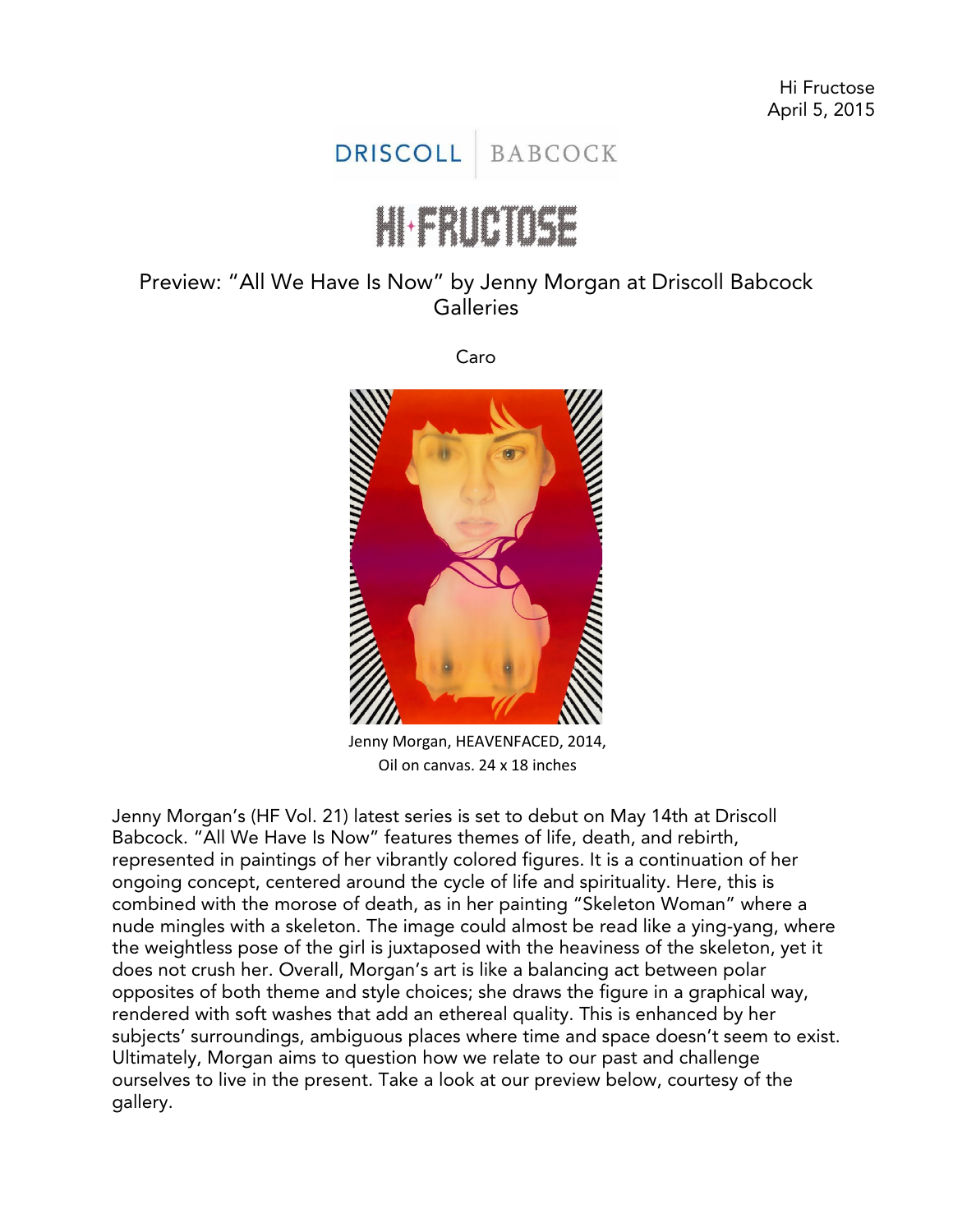Hi Fructose
April 5, 2015

DRISCOLL | BABCOCK

HI-FRUCTOSE

# Preview: "All We Have Is Now" by Jenny Morgan at Driscoll Babcock Galleries

Caro

Jenny Morgan, HEAVENFACED, 2014, Oil on canvas. 24 x 18 inches

Jenny Morgan's (HF Vol. 21) latest series is set to debut on May 14th at Driscoll Babcock. "All We Have Is Now" features themes of life, death, and rebirth, represented in paintings of her vibrantly colored figures. It is a continuation of her ongoing concept, centered around the cycle of life and spirituality. Here, this is combined with the morose of death, as in her painting "Skeleton Woman" where a nude mingles with a skeleton. The image could almost be read like a ying-yang, where the weightless pose of the girl is juxtaposed with the heaviness of the skeleton, yet it does not crush her. Overall, Morgan's art is like a balancing act between polar opposites of both theme and style choices; she draws the figure in a graphical way, rendered with soft washes that add an ethereal quality. This is enhanced by her subjects' surroundings, ambiguous places where time and space doesn't seem to exist. Ultimately, Morgan aims to question how we relate to our past and challenge ourselves to live in the present. Take a look at our preview below, courtesy of the gallery.